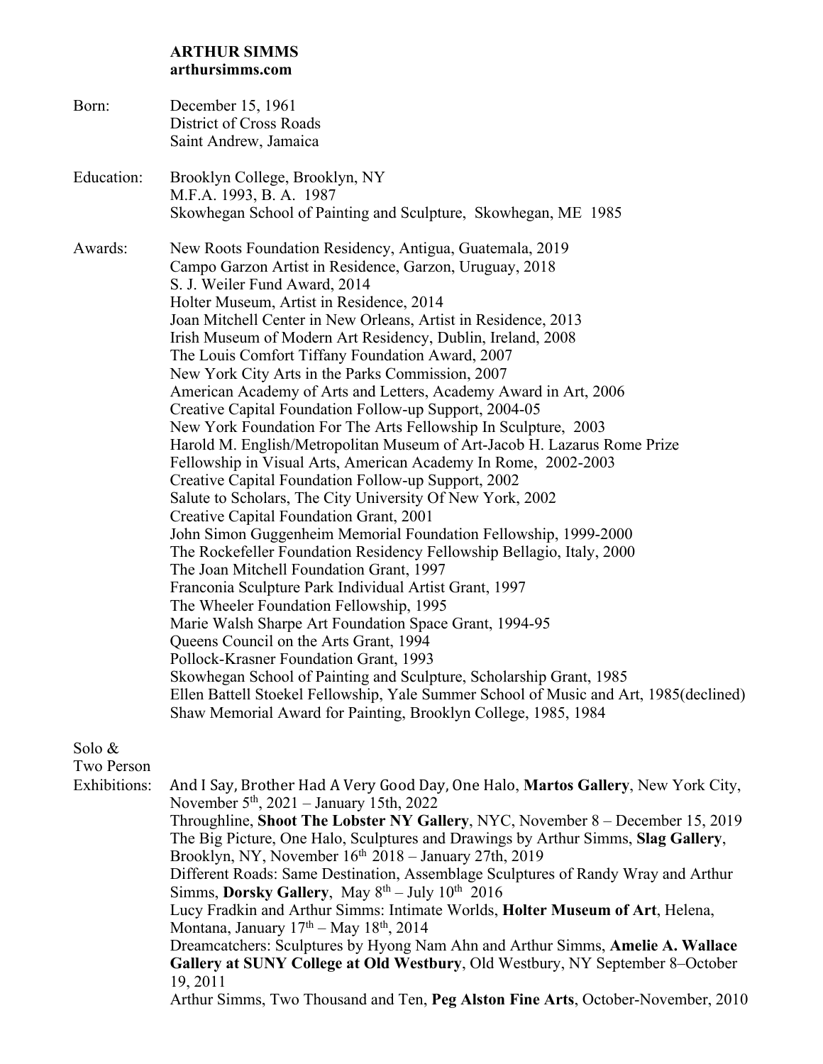**ARTHUR SIMMS**
**arthursimms.com**

Born: December 15, 1961
District of Cross Roads
Saint Andrew, Jamaica

Education: Brooklyn College, Brooklyn, NY
M.F.A. 1993, B. A. 1987
Skowhegan School of Painting and Sculpture, Skowhegan, ME 1985

Awards:
New Roots Foundation Residency, Antigua, Guatemala, 2019
Campo Garzon Artist in Residence, Garzon, Uruguay, 2018
S. J. Weiler Fund Award, 2014
Holter Museum, Artist in Residence, 2014
Joan Mitchell Center in New Orleans, Artist in Residence, 2013
Irish Museum of Modern Art Residency, Dublin, Ireland, 2008
The Louis Comfort Tiffany Foundation Award, 2007
New York City Arts in the Parks Commission, 2007
American Academy of Arts and Letters, Academy Award in Art, 2006
Creative Capital Foundation Follow-up Support, 2004-05
New York Foundation For The Arts Fellowship In Sculpture, 2003
Harold M. English/Metropolitan Museum of Art-Jacob H. Lazarus Rome Prize Fellowship in Visual Arts, American Academy In Rome, 2002-2003
Creative Capital Foundation Follow-up Support, 2002
Salute to Scholars, The City University Of New York, 2002
Creative Capital Foundation Grant, 2001
John Simon Guggenheim Memorial Foundation Fellowship, 1999-2000
The Rockefeller Foundation Residency Fellowship Bellagio, Italy, 2000
The Joan Mitchell Foundation Grant, 1997
Franconia Sculpture Park Individual Artist Grant, 1997
The Wheeler Foundation Fellowship, 1995
Marie Walsh Sharpe Art Foundation Space Grant, 1994-95
Queens Council on the Arts Grant, 1994
Pollock-Krasner Foundation Grant, 1993
Skowhegan School of Painting and Sculpture, Scholarship Grant, 1985
Ellen Battell Stoekel Fellowship, Yale Summer School of Music and Art, 1985(declined)
Shaw Memorial Award for Painting, Brooklyn College, 1985, 1984

Solo & Two Person Exhibitions:
And I Say, Brother Had A Very Good Day, One Halo, **Martos Gallery**, New York City, November 5th, 2021 – January 15th, 2022
Throughline, **Shoot The Lobster NY Gallery**, NYC, November 8 – December 15, 2019
The Big Picture, One Halo, Sculptures and Drawings by Arthur Simms, **Slag Gallery**, Brooklyn, NY, November 16th 2018 – January 27th, 2019
Different Roads: Same Destination, Assemblage Sculptures of Randy Wray and Arthur Simms, **Dorsky Gallery**, May 8th – July 10th 2016
Lucy Fradkin and Arthur Simms: Intimate Worlds, **Holter Museum of Art**, Helena, Montana, January 17th – May 18th, 2014
Dreamcatchers: Sculptures by Hyong Nam Ahn and Arthur Simms, **Amelie A. Wallace Gallery at SUNY College at Old Westbury**, Old Westbury, NY September 8–October 19, 2011
Arthur Simms, Two Thousand and Ten, **Peg Alston Fine Arts**, October-November, 2010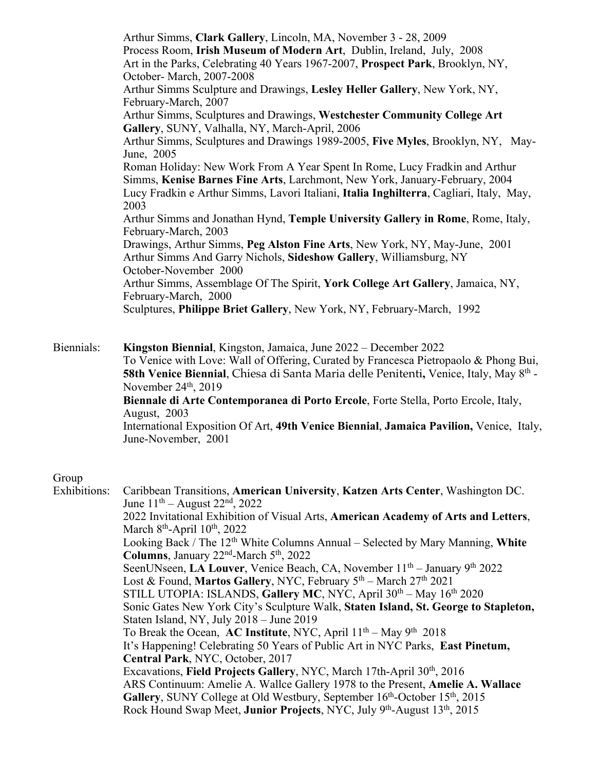Arthur Simms, **Clark Gallery**, Lincoln, MA, November 3 - 28, 2009
Process Room, **Irish Museum of Modern Art**, Dublin, Ireland, July, 2008
Art in the Parks, Celebrating 40 Years 1967-2007, **Prospect Park**, Brooklyn, NY, October- March, 2007-2008
Arthur Simms Sculpture and Drawings, **Lesley Heller Gallery**, New York, NY, February-March, 2007
Arthur Simms, Sculptures and Drawings, **Westchester Community College Art Gallery**, SUNY, Valhalla, NY, March-April, 2006
Arthur Simms, Sculptures and Drawings 1989-2005, **Five Myles**, Brooklyn, NY, May-June, 2005
Roman Holiday: New Work From A Year Spent In Rome, Lucy Fradkin and Arthur Simms, **Kenise Barnes Fine Arts**, Larchmont, New York, January-February, 2004
Lucy Fradkin e Arthur Simms, Lavori Italiani, **Italia Inghilterra**, Cagliari, Italy, May, 2003
Arthur Simms and Jonathan Hynd, **Temple University Gallery in Rome**, Rome, Italy, February-March, 2003
Drawings, Arthur Simms, **Peg Alston Fine Arts**, New York, NY, May-June, 2001
Arthur Simms And Garry Nichols, **Sideshow Gallery**, Williamsburg, NY October-November 2000
Arthur Simms, Assemblage Of The Spirit, **York College Art Gallery**, Jamaica, NY, February-March, 2000
Sculptures, **Philippe Briet Gallery**, New York, NY, February-March, 1992

Biennials:

**Kingston Biennial**, Kingston, Jamaica, June 2022 – December 2022
To Venice with Love: Wall of Offering, Curated by Francesca Pietropaolo & Phong Bui, **58th Venice Biennial**, Chiesa di Santa Maria delle Penitenti**,** Venice, Italy, May 8th - November 24th, 2019
**Biennale di Arte Contemporanea di Porto Ercole**, Forte Stella, Porto Ercole, Italy, August, 2003
International Exposition Of Art, **49th Venice Biennial**, **Jamaica Pavilion,** Venice, Italy, June-November, 2001

Group Exhibitions:

Caribbean Transitions, **American University**, **Katzen Arts Center**, Washington DC. June 11th – August 22nd, 2022
2022 Invitational Exhibition of Visual Arts, **American Academy of Arts and Letters**, March 8th-April 10th, 2022
Looking Back / The 12th White Columns Annual – Selected by Mary Manning, **White Columns**, January 22nd-March 5th, 2022
SeenUNseen, **LA Louver**, Venice Beach, CA, November 11th – January 9th 2022
Lost & Found, **Martos Gallery**, NYC, February 5th – March 27th 2021
STILL UTOPIA: ISLANDS, **Gallery MC**, NYC, April 30th – May 16th 2020
Sonic Gates New York City's Sculpture Walk, **Staten Island, St. George to Stapleton,** Staten Island, NY, July 2018 – June 2019
To Break the Ocean, **AC Institute**, NYC, April 11th – May 9th 2018
It's Happening! Celebrating 50 Years of Public Art in NYC Parks, **East Pinetum, Central Park**, NYC, October, 2017
Excavations, **Field Projects Gallery**, NYC, March 17th-April 30th, 2016
ARS Continuum: Amelie A. Wallce Gallery 1978 to the Present, **Amelie A. Wallace Gallery**, SUNY College at Old Westbury, September 16th-October 15th, 2015
Rock Hound Swap Meet, **Junior Projects**, NYC, July 9th-August 13th, 2015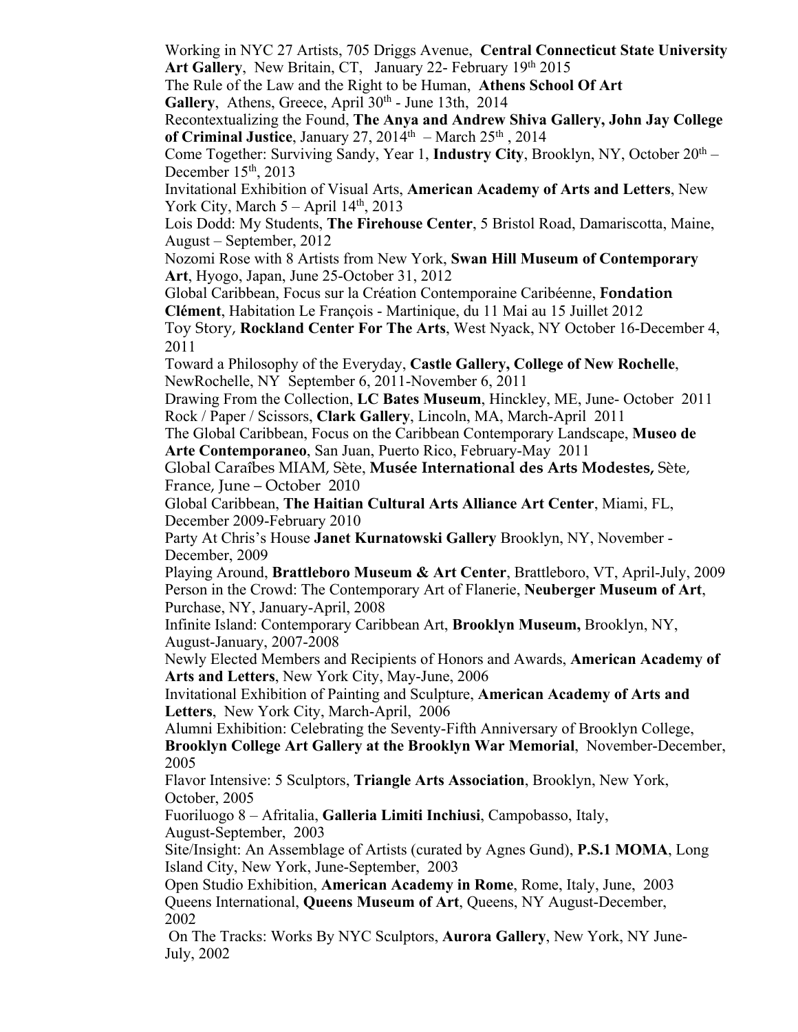Working in NYC 27 Artists, 705 Driggs Avenue, **Central Connecticut State University Art Gallery**, New Britain, CT, January 22- February 19th 2015

The Rule of the Law and the Right to be Human, **Athens School Of Art Gallery**, Athens, Greece, April 30th - June 13th, 2014

Recontextualizing the Found, **The Anya and Andrew Shiva Gallery, John Jay College of Criminal Justice**, January 27, 2014th – March 25th , 2014

Come Together: Surviving Sandy, Year 1, **Industry City**, Brooklyn, NY, October 20th – December 15th, 2013

Invitational Exhibition of Visual Arts, **American Academy of Arts and Letters**, New York City, March 5 – April 14th, 2013

Lois Dodd: My Students, **The Firehouse Center**, 5 Bristol Road, Damariscotta, Maine, August – September, 2012

Nozomi Rose with 8 Artists from New York, **Swan Hill Museum of Contemporary Art**, Hyogo, Japan, June 25-October 31, 2012

Global Caribbean, Focus sur la Création Contemporaine Caribéenne, **Fondation Clément**, Habitation Le François - Martinique, du 11 Mai au 15 Juillet 2012

Toy Story, **Rockland Center For The Arts**, West Nyack, NY October 16-December 4, 2011

Toward a Philosophy of the Everyday, **Castle Gallery, College of New Rochelle**, NewRochelle, NY September 6, 2011-November 6, 2011

Drawing From the Collection, **LC Bates Museum**, Hinckley, ME, June- October 2011

Rock / Paper / Scissors, **Clark Gallery**, Lincoln, MA, March-April 2011

The Global Caribbean, Focus on the Caribbean Contemporary Landscape, **Museo de Arte Contemporaneo**, San Juan, Puerto Rico, February-May 2011

Global Caraîbes MIAM, Sète, **Musée International des Arts Modestes,** Sète, France, June – October 2010

Global Caribbean, **The Haitian Cultural Arts Alliance Art Center**, Miami, FL, December 2009-February 2010

Party At Chris's House **Janet Kurnatowski Gallery** Brooklyn, NY, November - December, 2009

Playing Around, **Brattleboro Museum & Art Center**, Brattleboro, VT, April-July, 2009

Person in the Crowd: The Contemporary Art of Flanerie, **Neuberger Museum of Art**, Purchase, NY, January-April, 2008

Infinite Island: Contemporary Caribbean Art, **Brooklyn Museum,** Brooklyn, NY, August-January, 2007-2008

Newly Elected Members and Recipients of Honors and Awards, **American Academy of Arts and Letters**, New York City, May-June, 2006

Invitational Exhibition of Painting and Sculpture, **American Academy of Arts and Letters**, New York City, March-April, 2006

Alumni Exhibition: Celebrating the Seventy-Fifth Anniversary of Brooklyn College, **Brooklyn College Art Gallery at the Brooklyn War Memorial**, November-December, 2005

Flavor Intensive: 5 Sculptors, **Triangle Arts Association**, Brooklyn, New York, October, 2005

Fuoriluogo 8 – Afritalia, **Galleria Limiti Inchiusi**, Campobasso, Italy, August-September, 2003

Site/Insight: An Assemblage of Artists (curated by Agnes Gund), **P.S.1 MOMA**, Long Island City, New York, June-September, 2003

Open Studio Exhibition, **American Academy in Rome**, Rome, Italy, June, 2003

Queens International, **Queens Museum of Art**, Queens, NY August-December, 2002

On The Tracks: Works By NYC Sculptors, **Aurora Gallery**, New York, NY June-July, 2002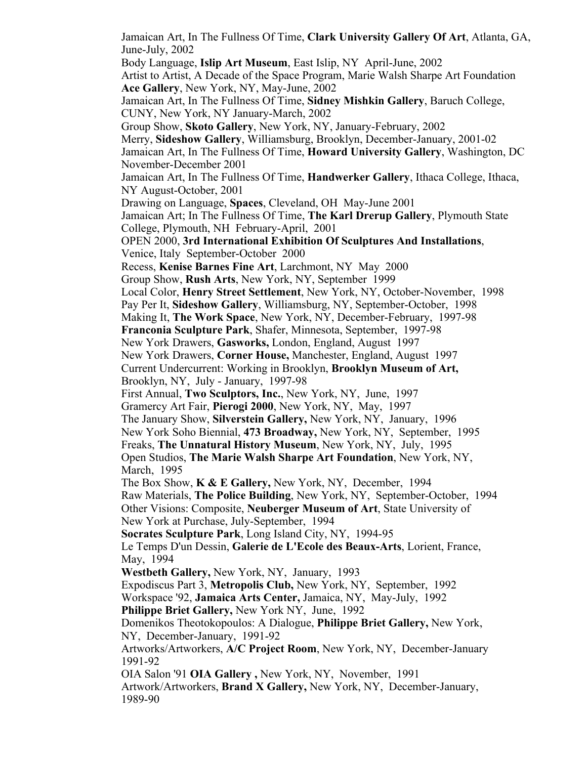Jamaican Art, In The Fullness Of Time, **Clark University Gallery Of Art**, Atlanta, GA, June-July, 2002

Body Language, **Islip Art Museum**, East Islip, NY April-June, 2002

Artist to Artist, A Decade of the Space Program, Marie Walsh Sharpe Art Foundation **Ace Gallery**, New York, NY, May-June, 2002

Jamaican Art, In The Fullness Of Time, **Sidney Mishkin Gallery**, Baruch College, CUNY, New York, NY January-March, 2002

Group Show, **Skoto Gallery**, New York, NY, January-February, 2002

Merry, **Sideshow Gallery**, Williamsburg, Brooklyn, December-January, 2001-02

Jamaican Art, In The Fullness Of Time, **Howard University Gallery**, Washington, DC November-December 2001

Jamaican Art, In The Fullness Of Time, **Handwerker Gallery**, Ithaca College, Ithaca, NY August-October, 2001

Drawing on Language, **Spaces**, Cleveland, OH May-June 2001

Jamaican Art; In The Fullness Of Time, **The Karl Drerup Gallery**, Plymouth State College, Plymouth, NH February-April, 2001

OPEN 2000, **3rd International Exhibition Of Sculptures And Installations**, Venice, Italy September-October 2000

Recess, **Kenise Barnes Fine Art**, Larchmont, NY May 2000

Group Show, **Rush Arts**, New York, NY, September 1999

Local Color, **Henry Street Settlement**, New York, NY, October-November, 1998

Pay Per It, **Sideshow Gallery**, Williamsburg, NY, September-October, 1998

Making It, **The Work Space**, New York, NY, December-February, 1997-98

**Franconia Sculpture Park**, Shafer, Minnesota, September, 1997-98

New York Drawers, **Gasworks,** London, England, August 1997

New York Drawers, **Corner House,** Manchester, England, August 1997

Current Undercurrent: Working in Brooklyn, **Brooklyn Museum of Art,** Brooklyn, NY, July - January, 1997-98

First Annual, **Two Sculptors, Inc.**, New York, NY, June, 1997

Gramercy Art Fair, **Pierogi 2000**, New York, NY, May, 1997

The January Show, **Silverstein Gallery,** New York, NY, January, 1996

New York Soho Biennial, **473 Broadway,** New York, NY, September, 1995

Freaks, **The Unnatural History Museum**, New York, NY, July, 1995

Open Studios, **The Marie Walsh Sharpe Art Foundation**, New York, NY, March, 1995

The Box Show, **K & E Gallery,** New York, NY, December, 1994

Raw Materials, **The Police Building**, New York, NY, September-October, 1994

Other Visions: Composite, **Neuberger Museum of Art**, State University of New York at Purchase, July-September, 1994

**Socrates Sculpture Park**, Long Island City, NY, 1994-95

Le Temps D'un Dessin, **Galerie de L'Ecole des Beaux-Arts**, Lorient, France, May, 1994

**Westbeth Gallery,** New York, NY, January, 1993

Expodiscus Part 3, **Metropolis Club,** New York, NY, September, 1992

Workspace '92, **Jamaica Arts Center,** Jamaica, NY, May-July, 1992

**Philippe Briet Gallery,** New York NY, June, 1992

Domenikos Theotokopoulos: A Dialogue, **Philippe Briet Gallery,** New York, NY, December-January, 1991-92

Artworks/Artworkers, **A/C Project Room**, New York, NY, December-January 1991-92

OIA Salon '91 **OIA Gallery ,** New York, NY, November, 1991

Artwork/Artworkers, **Brand X Gallery,** New York, NY, December-January, 1989-90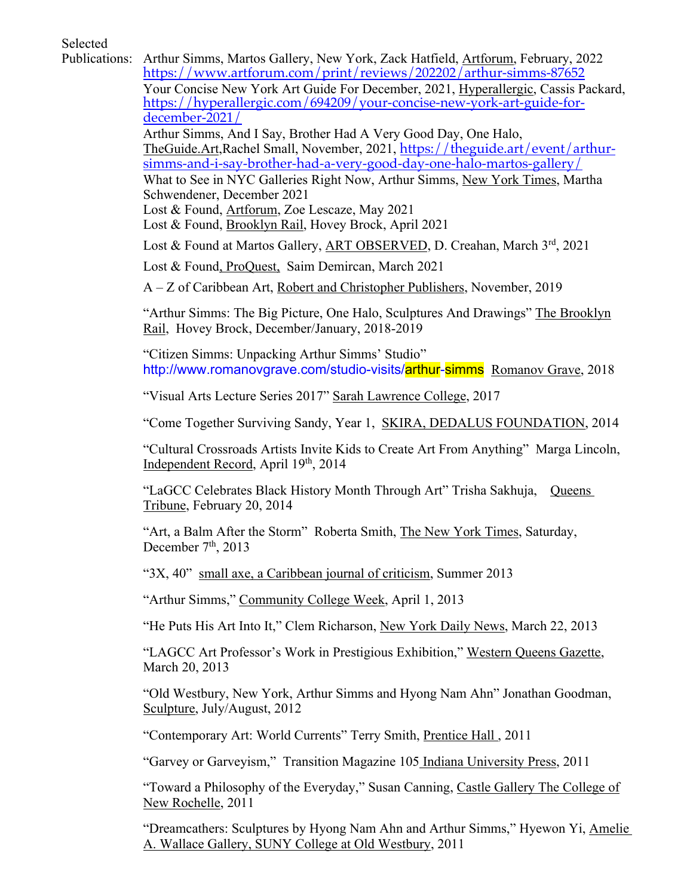Selected Publications:

Arthur Simms, Martos Gallery, New York, Zack Hatfield, Artforum, February, 2022 https://www.artforum.com/print/reviews/202202/arthur-simms-87652

Your Concise New York Art Guide For December, 2021, Hyperallergic, Cassis Packard, https://hyperallergic.com/694209/your-concise-new-york-art-guide-for-december-2021/

Arthur Simms, And I Say, Brother Had A Very Good Day, One Halo, TheGuide.Art,Rachel Small, November, 2021, https://theguide.art/event/arthur-simms-and-i-say-brother-had-a-very-good-day-one-halo-martos-gallery/

What to See in NYC Galleries Right Now, Arthur Simms, New York Times, Martha Schwendener, December 2021

Lost & Found, Artforum, Zoe Lescaze, May 2021

Lost & Found, Brooklyn Rail, Hovey Brock, April 2021

Lost & Found at Martos Gallery, ART OBSERVED, D. Creahan, March 3rd, 2021

Lost & Found, ProQuest, Saim Demircan, March 2021

A – Z of Caribbean Art, Robert and Christopher Publishers, November, 2019

"Arthur Simms: The Big Picture, One Halo, Sculptures And Drawings" The Brooklyn Rail, Hovey Brock, December/January, 2018-2019

"Citizen Simms: Unpacking Arthur Simms' Studio" http://www.romanovgrave.com/studio-visits/arthur-simms Romanov Grave, 2018

"Visual Arts Lecture Series 2017" Sarah Lawrence College, 2017

"Come Together Surviving Sandy, Year 1, SKIRA, DEDALUS FOUNDATION, 2014

"Cultural Crossroads Artists Invite Kids to Create Art From Anything" Marga Lincoln, Independent Record, April 19th, 2014

"LaGCC Celebrates Black History Month Through Art" Trisha Sakhuja, Queens Tribune, February 20, 2014

"Art, a Balm After the Storm" Roberta Smith, The New York Times, Saturday, December 7th, 2013

"3X, 40" small axe, a Caribbean journal of criticism, Summer 2013

"Arthur Simms," Community College Week, April 1, 2013

"He Puts His Art Into It," Clem Richarson, New York Daily News, March 22, 2013

"LAGCC Art Professor's Work in Prestigious Exhibition," Western Queens Gazette, March 20, 2013

"Old Westbury, New York, Arthur Simms and Hyong Nam Ahn" Jonathan Goodman, Sculpture, July/August, 2012

"Contemporary Art: World Currents" Terry Smith, Prentice Hall , 2011

"Garvey or Garveyism," Transition Magazine 105 Indiana University Press, 2011

"Toward a Philosophy of the Everyday," Susan Canning, Castle Gallery The College of New Rochelle, 2011

"Dreamcathers: Sculptures by Hyong Nam Ahn and Arthur Simms," Hyewon Yi, Amelie A. Wallace Gallery, SUNY College at Old Westbury, 2011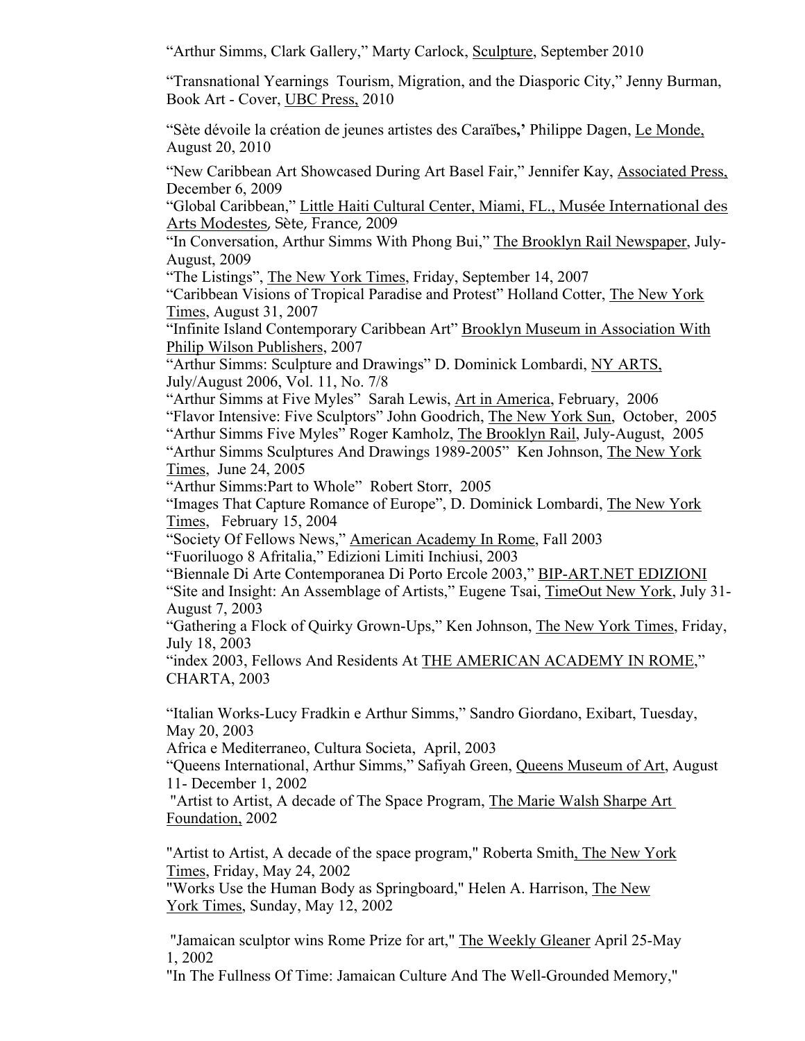"Arthur Simms, Clark Gallery," Marty Carlock, Sculpture, September 2010

"Transnational Yearnings Tourism, Migration, and the Diasporic City," Jenny Burman, Book Art - Cover, UBC Press, 2010

"Sète dévoile la création de jeunes artistes des Caraïbes,' Philippe Dagen, Le Monde, August 20, 2010

"New Caribbean Art Showcased During Art Basel Fair," Jennifer Kay, Associated Press, December 6, 2009

"Global Caribbean," Little Haiti Cultural Center, Miami, FL., Musée International des Arts Modestes, Sète, France, 2009

"In Conversation, Arthur Simms With Phong Bui," The Brooklyn Rail Newspaper, July-August, 2009

"The Listings", The New York Times, Friday, September 14, 2007

"Caribbean Visions of Tropical Paradise and Protest" Holland Cotter, The New York Times, August 31, 2007

"Infinite Island Contemporary Caribbean Art" Brooklyn Museum in Association With Philip Wilson Publishers, 2007

"Arthur Simms: Sculpture and Drawings" D. Dominick Lombardi, NY ARTS, July/August 2006, Vol. 11, No. 7/8

"Arthur Simms at Five Myles" Sarah Lewis, Art in America, February, 2006

"Flavor Intensive: Five Sculptors" John Goodrich, The New York Sun, October, 2005

"Arthur Simms Five Myles" Roger Kamholz, The Brooklyn Rail, July-August, 2005

"Arthur Simms Sculptures And Drawings 1989-2005" Ken Johnson, The New York Times, June 24, 2005

"Arthur Simms:Part to Whole" Robert Storr, 2005

"Images That Capture Romance of Europe", D. Dominick Lombardi, The New York Times, February 15, 2004

"Society Of Fellows News," American Academy In Rome, Fall 2003

"Fuoriluogo 8 Afritalia," Edizioni Limiti Inchiusi, 2003

"Biennale Di Arte Contemporanea Di Porto Ercole 2003," BIP-ART.NET EDIZIONI

"Site and Insight: An Assemblage of Artists," Eugene Tsai, TimeOut New York, July 31-August 7, 2003

"Gathering a Flock of Quirky Grown-Ups," Ken Johnson, The New York Times, Friday, July 18, 2003

"index 2003, Fellows And Residents At THE AMERICAN ACADEMY IN ROME," CHARTA, 2003

"Italian Works-Lucy Fradkin e Arthur Simms," Sandro Giordano, Exibart, Tuesday, May 20, 2003

Africa e Mediterraneo, Cultura Societa, April, 2003

"Queens International, Arthur Simms," Safiyah Green, Queens Museum of Art, August 11- December 1, 2002

"Artist to Artist, A decade of The Space Program, The Marie Walsh Sharpe Art Foundation, 2002

"Artist to Artist, A decade of the space program," Roberta Smith, The New York Times, Friday, May 24, 2002

"Works Use the Human Body as Springboard," Helen A. Harrison, The New York Times, Sunday, May 12, 2002

"Jamaican sculptor wins Rome Prize for art," The Weekly Gleaner April 25-May 1, 2002

"In The Fullness Of Time: Jamaican Culture And The Well-Grounded Memory,"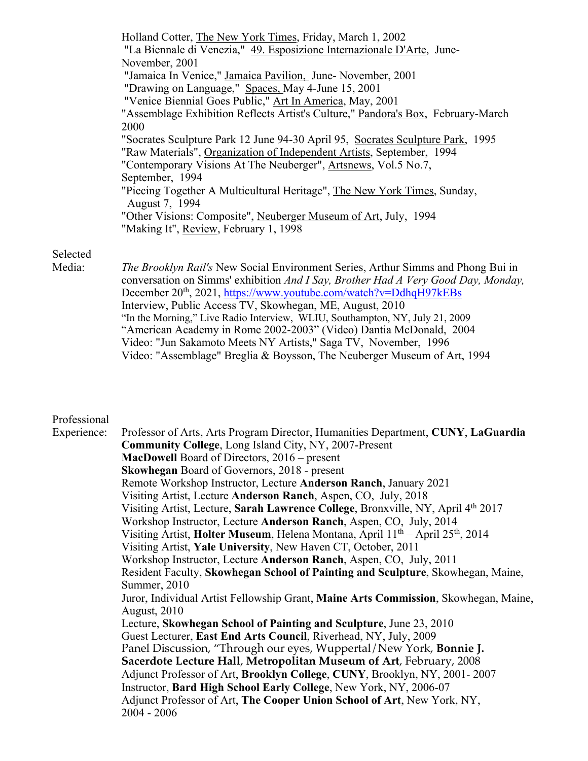Holland Cotter, The New York Times, Friday, March 1, 2002

"La Biennale di Venezia," 49. Esposizione Internazionale D'Arte, June-November, 2001

"Jamaica In Venice," Jamaica Pavilion, June- November, 2001

"Drawing on Language," Spaces, May 4-June 15, 2001

"Venice Biennial Goes Public," Art In America, May, 2001

"Assemblage Exhibition Reflects Artist's Culture," Pandora's Box, February-March 2000

"Socrates Sculpture Park 12 June 94-30 April 95, Socrates Sculpture Park, 1995

"Raw Materials", Organization of Independent Artists, September, 1994

"Contemporary Visions At The Neuberger", Artsnews, Vol.5 No.7, September, 1994

"Piecing Together A Multicultural Heritage", The New York Times, Sunday, August 7, 1994

"Other Visions: Composite", Neuberger Museum of Art, July, 1994

"Making It", Review, February 1, 1998

Selected Media:

*The Brooklyn Rail's* New Social Environment Series, Arthur Simms and Phong Bui in conversation on Simms' exhibition *And I Say, Brother Had A Very Good Day, Monday,* December 20th, 2021, https://www.youtube.com/watch?v=DdhqH97kEBs

Interview, Public Access TV, Skowhegan, ME, August, 2010

"In the Morning," Live Radio Interview, WLIU, Southampton, NY, July 21, 2009

"American Academy in Rome 2002-2003" (Video) Dantia McDonald, 2004

Video: "Jun Sakamoto Meets NY Artists," Saga TV, November, 1996

Video: "Assemblage" Breglia & Boysson, The Neuberger Museum of Art, 1994

Professional Experience:

Professor of Arts, Arts Program Director, Humanities Department, **CUNY**, **LaGuardia Community College**, Long Island City, NY, 2007-Present

**MacDowell** Board of Directors, 2016 – present

**Skowhegan** Board of Governors, 2018 - present

Remote Workshop Instructor, Lecture **Anderson Ranch**, January 2021

Visiting Artist, Lecture **Anderson Ranch**, Aspen, CO, July, 2018

Visiting Artist, Lecture, **Sarah Lawrence College**, Bronxville, NY, April 4th 2017

Workshop Instructor, Lecture **Anderson Ranch**, Aspen, CO, July, 2014

Visiting Artist, **Holter Museum**, Helena Montana, April 11th – April 25th, 2014

Visiting Artist, **Yale University**, New Haven CT, October, 2011

Workshop Instructor, Lecture **Anderson Ranch**, Aspen, CO, July, 2011

Resident Faculty, **Skowhegan School of Painting and Sculpture**, Skowhegan, Maine, Summer, 2010

Juror, Individual Artist Fellowship Grant, **Maine Arts Commission**, Skowhegan, Maine, August, 2010

Lecture, **Skowhegan School of Painting and Sculpture**, June 23, 2010

Guest Lecturer, **East End Arts Council**, Riverhead, NY, July, 2009

Panel Discussion, "Through our eyes, Wuppertal/New York, **Bonnie J. Sacerdote Lecture Hall**, **Metropolitan Museum of Art**, February, 2008

Adjunct Professor of Art, **Brooklyn College**, **CUNY**, Brooklyn, NY, 2001- 2007

Instructor, **Bard High School Early College**, New York, NY, 2006-07

Adjunct Professor of Art, **The Cooper Union School of Art**, New York, NY, 2004 - 2006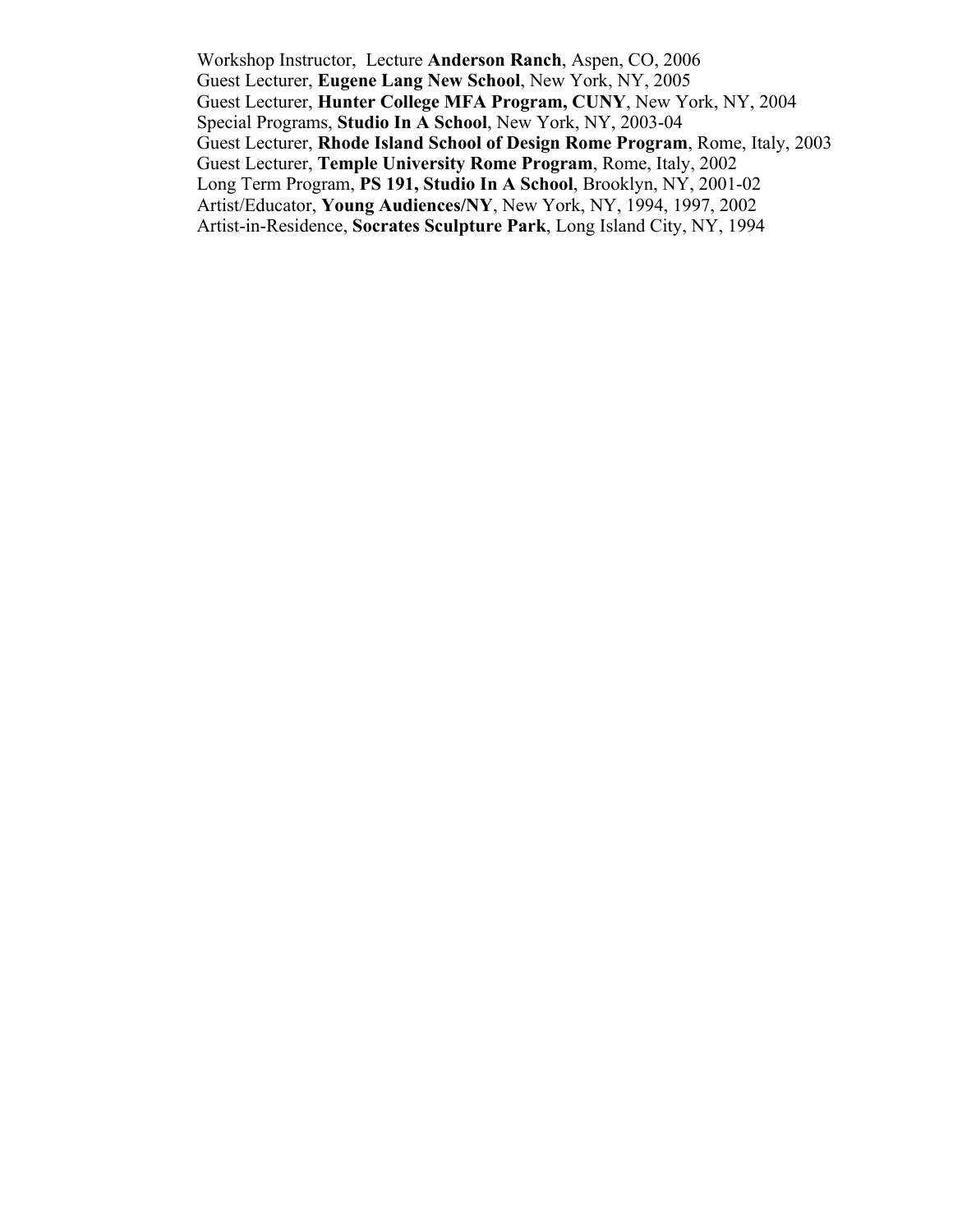Workshop Instructor, Lecture **Anderson Ranch**, Aspen, CO, 2006
Guest Lecturer, **Eugene Lang New School**, New York, NY, 2005
Guest Lecturer, **Hunter College MFA Program, CUNY**, New York, NY, 2004
Special Programs, **Studio In A School**, New York, NY, 2003-04
Guest Lecturer, **Rhode Island School of Design Rome Program**, Rome, Italy, 2003
Guest Lecturer, **Temple University Rome Program**, Rome, Italy, 2002
Long Term Program, **PS 191, Studio In A School**, Brooklyn, NY, 2001-02
Artist/Educator, **Young Audiences/NY**, New York, NY, 1994, 1997, 2002
Artist-in-Residence, **Socrates Sculpture Park**, Long Island City, NY, 1994